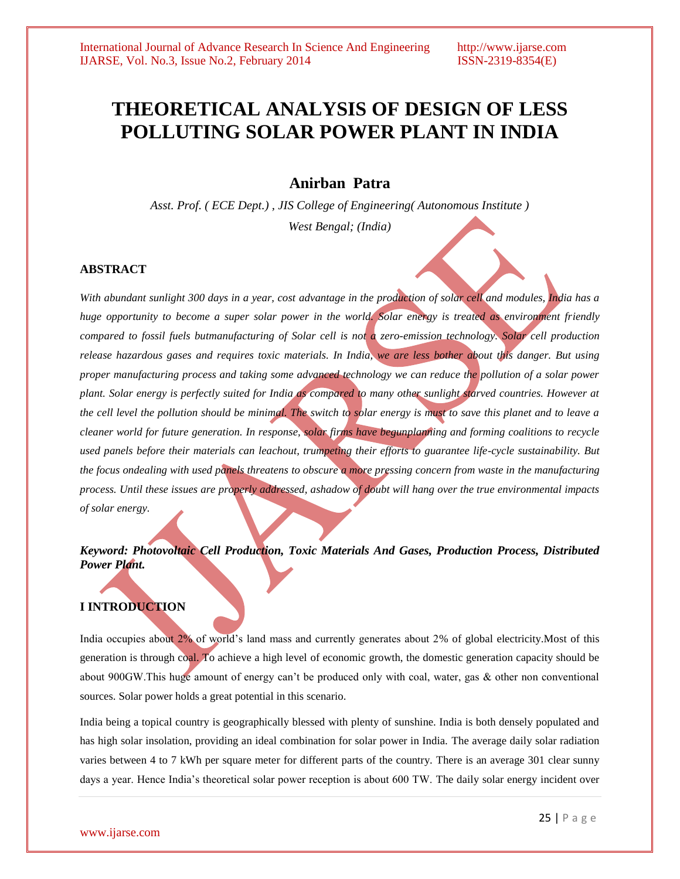# THEORETICAL ANALYSIS OF DESIGN OF LESS POLLUTING SOLAR POWER PLANT IN INDIA

## Anirban Patra

*Asst. Prof. ( ECE Dept.) , JIS College of Engineering( Autonomous Institute )*

*West Bengal; (India)*

### ABSTRACT

*With abundant sunlight 300 days in a year, cost advantage in the production of solar cell and modules, India has a huge opportunity to become a super solar power in the world. Solar energy is treated as environment friendly compared to fossil fuels butmanufacturing of Solar cell is not a zero-emission technology. Solar cell production release hazardous gases and requires toxic materials. In India, we are less bother about this danger. But using proper manufacturing process and taking some advanced technology we can reduce the pollution of a solar power plant. Solar energy is perfectly suited for India as compared to many other sunlight starved countries. However at the cell level the pollution should be minimal. The switch to solar energy is must to save this planet and to leave a cleaner world for future generation. In response, solar firms have begunplanning and forming coalitions to recycle used panels before their materials can leachout, trumpeting their efforts to guarantee life-cycle sustainability. But the focus ondealing with used panels threatens to obscure a more pressing concern from waste in the manufacturing process. Until these issues are properly addressed, ashadow of doubt will hang over the true environmental impacts of solar energy.*

***Keyword: Photovoltaic Cell Production, Toxic Materials And Gases, Production Process, Distributed Power Plant.***

### I INTRODUCTION

India occupies about 2% of world's land mass and currently generates about 2% of global electricity.Most of this generation is through coal. To achieve a high level of economic growth, the domestic generation capacity should be about 900GW.This huge amount of energy can't be produced only with coal, water, gas & other non conventional sources. Solar power holds a great potential in this scenario.

India being a topical country is geographically blessed with plenty of sunshine. India is both densely populated and has high solar insolation, providing an ideal combination for solar power in India. The average daily solar radiation varies between 4 to 7 kWh per square meter for different parts of the country. There is an average 301 clear sunny days a year. Hence India's theoretical solar power reception is about 600 TW. The daily solar energy incident over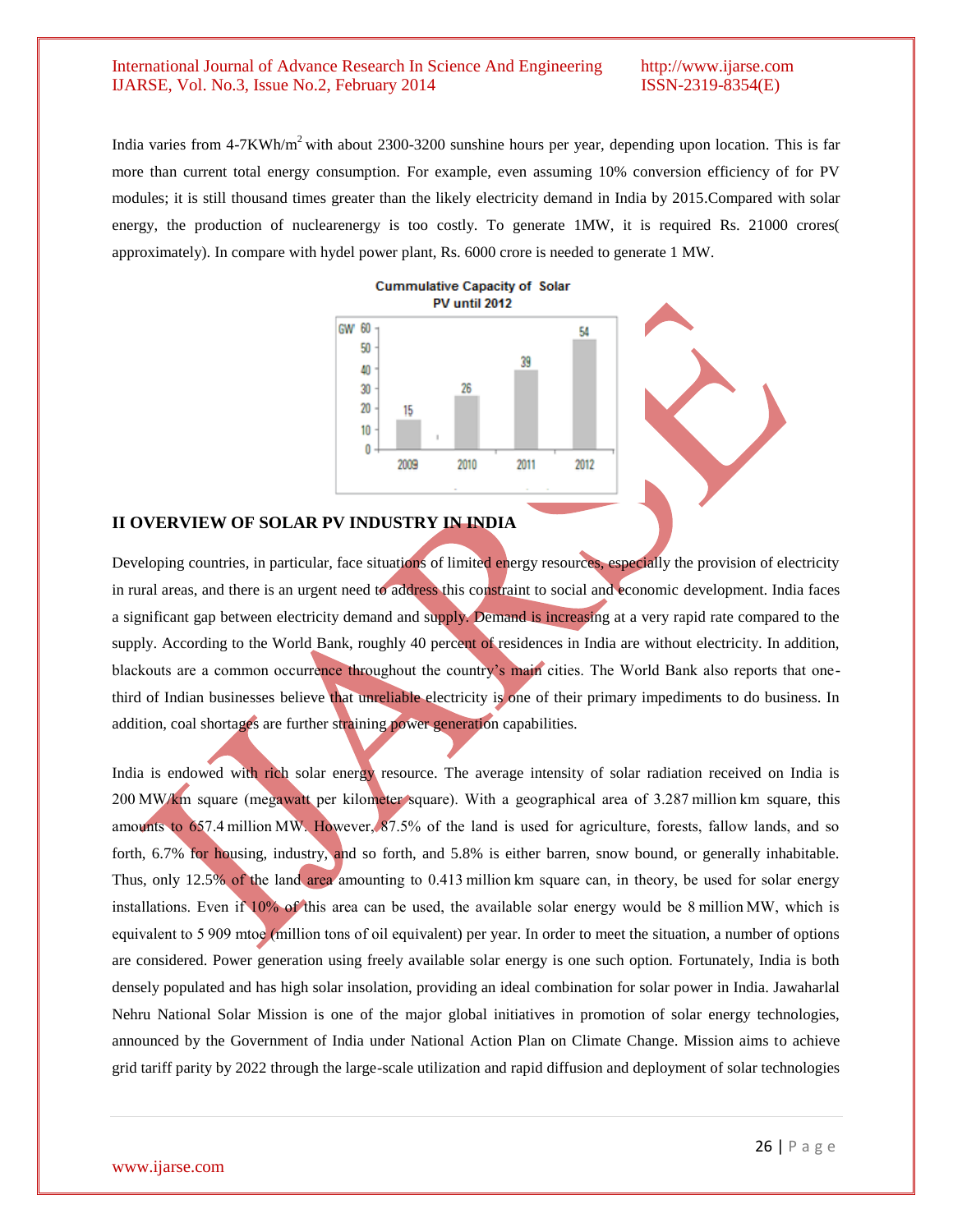India varies from 4-7KWh/m$^2$ with about 2300-3200 sunshine hours per year, depending upon location. This is far more than current total energy consumption. For example, even assuming 10% conversion efficiency of for PV modules; it is still thousand times greater than the likely electricity demand in India by 2015.Compared with solar energy, the production of nuclearenergy is too costly. To generate 1MW, it is required Rs. 21000 crores( approximately). In compare with hydel power plant, Rs. 6000 crore is needed to generate 1 MW.

Cummulative Capacity of Solar PV until 2012

| Year | GW |
| --- | --- |
| 2009 | 15 |
| 2010 | 26 |
| 2011 | 39 |
| 2012 | 54 |

## II OVERVIEW OF SOLAR PV INDUSTRY IN INDIA

Developing countries, in particular, face situations of limited energy resources, especially the provision of electricity in rural areas, and there is an urgent need to address this constraint to social and economic development. India faces a significant gap between electricity demand and supply. Demand is increasing at a very rapid rate compared to the supply. According to the World Bank, roughly 40 percent of residences in India are without electricity. In addition, blackouts are a common occurrence throughout the country's main cities. The World Bank also reports that one-third of Indian businesses believe that unreliable electricity is one of their primary impediments to do business. In addition, coal shortages are further straining power generation capabilities.

India is endowed with rich solar energy resource. The average intensity of solar radiation received on India is 200 MW/km square (megawatt per kilometer square). With a geographical area of 3.287 million km square, this amounts to 657.4 million MW. However, 87.5% of the land is used for agriculture, forests, fallow lands, and so forth, 6.7% for housing, industry, and so forth, and 5.8% is either barren, snow bound, or generally inhabitable. Thus, only 12.5% of the land area amounting to 0.413 million km square can, in theory, be used for solar energy installations. Even if 10% of this area can be used, the available solar energy would be 8 million MW, which is equivalent to 5 909 mtoe (million tons of oil equivalent) per year. In order to meet the situation, a number of options are considered. Power generation using freely available solar energy is one such option. Fortunately, India is both densely populated and has high solar insolation, providing an ideal combination for solar power in India. Jawaharlal Nehru National Solar Mission is one of the major global initiatives in promotion of solar energy technologies, announced by the Government of India under National Action Plan on Climate Change. Mission aims to achieve grid tariff parity by 2022 through the large-scale utilization and rapid diffusion and deployment of solar technologies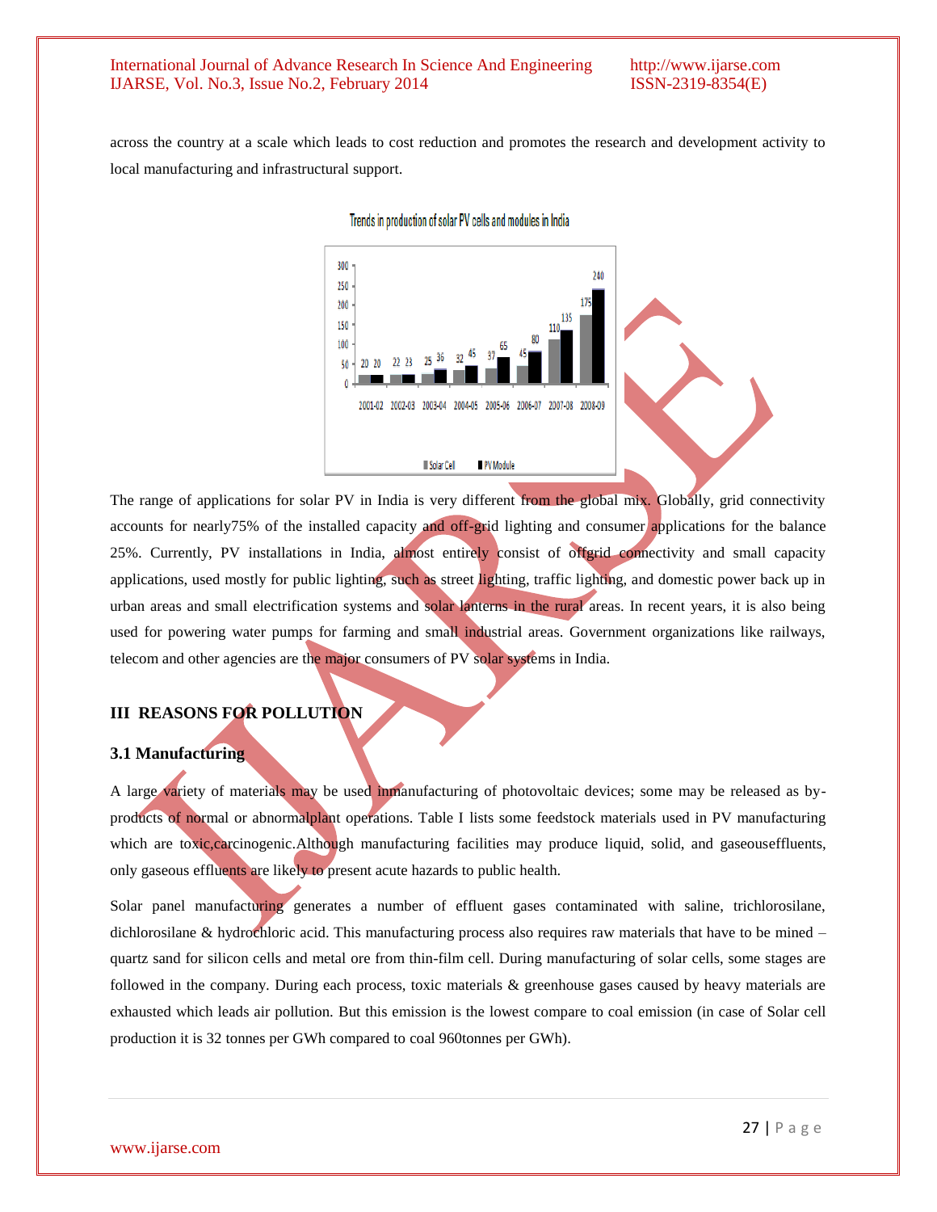across the country at a scale which leads to cost reduction and promotes the research and development activity to local manufacturing and infrastructural support.

Trends in production of solar PV cells and modules in India

The range of applications for solar PV in India is very different from the global mix. Globally, grid connectivity accounts for nearly75% of the installed capacity and off-grid lighting and consumer applications for the balance 25%. Currently, PV installations in India, almost entirely consist of offgrid connectivity and small capacity applications, used mostly for public lighting, such as street lighting, traffic lighting, and domestic power back up in urban areas and small electrification systems and solar lanterns in the rural areas. In recent years, it is also being used for powering water pumps for farming and small industrial areas. Government organizations like railways, telecom and other agencies are the major consumers of PV solar systems in India.

## III REASONS FOR POLLUTION

### 3.1 Manufacturing

A large variety of materials may be used inmanufacturing of photovoltaic devices; some may be released as by-products of normal or abnormalplant operations. Table I lists some feedstock materials used in PV manufacturing which are toxic,carcinogenic.Although manufacturing facilities may produce liquid, solid, and gaseouseffluents, only gaseous effluents are likely to present acute hazards to public health.

Solar panel manufacturing generates a number of effluent gases contaminated with saline, trichlorosilane, dichlorosilane & hydrochloric acid. This manufacturing process also requires raw materials that have to be mined – quartz sand for silicon cells and metal ore from thin-film cell. During manufacturing of solar cells, some stages are followed in the company. During each process, toxic materials & greenhouse gases caused by heavy materials are exhausted which leads air pollution. But this emission is the lowest compare to coal emission (in case of Solar cell production it is 32 tonnes per GWh compared to coal 960tonnes per GWh).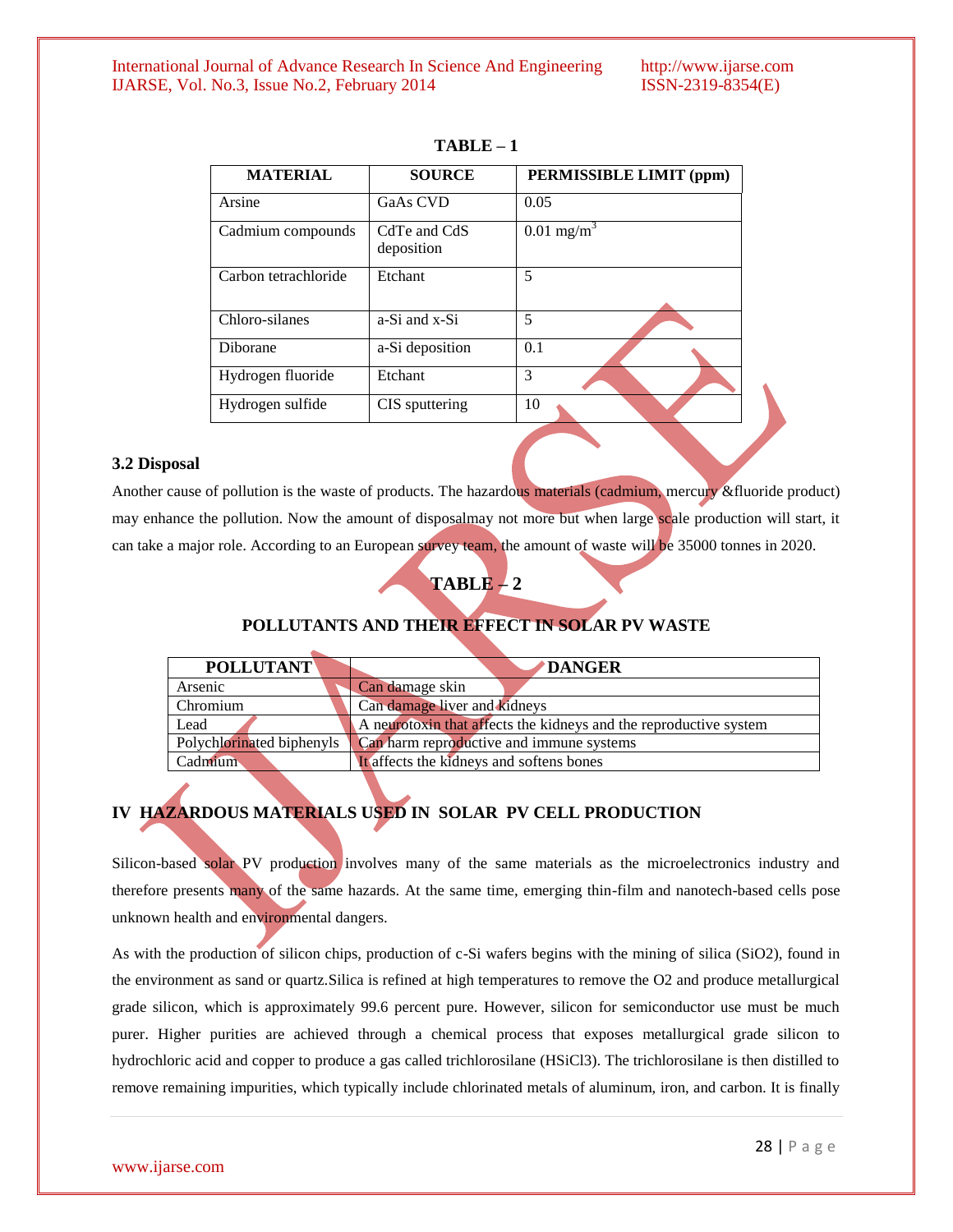**TABLE – 1**

| MATERIAL | SOURCE | PERMISSIBLE LIMIT (ppm) |
|---|---|---|
| Arsine | GaAs CVD | 0.05 |
| Cadmium compounds | CdTe and CdS deposition | 0.01 $mg/m^3$ |
| Carbon tetrachloride | Etchant | 5 |
| Chloro-silanes | a-Si and x-Si | 5 |
| Diborane | a-Si deposition | 0.1 |
| Hydrogen fluoride | Etchant | 3 |
| Hydrogen sulfide | CIS sputtering | 10 |

### 3.2 Disposal

Another cause of pollution is the waste of products. The hazardous materials (cadmium, mercury &fluoride product) may enhance the pollution. Now the amount of disposalmay not more but when large scale production will start, it can take a major role. According to an European survey team, the amount of waste will be 35000 tonnes in 2020.

**TABLE – 2**

**POLLUTANTS AND THEIR EFFECT IN SOLAR PV WASTE**

| POLLUTANT | DANGER |
|---|---|
| Arsenic | Can damage skin |
| Chromium | Can damage liver and kidneys |
| Lead | A neurotoxin that affects the kidneys and the reproductive system |
| Polychlorinated biphenyls | Can harm reproductive and immune systems |
| Cadmium | It affects the kidneys and softens bones |

## IV HAZARDOUS MATERIALS USED IN SOLAR PV CELL PRODUCTION

Silicon-based solar PV production involves many of the same materials as the microelectronics industry and therefore presents many of the same hazards. At the same time, emerging thin-film and nanotech-based cells pose unknown health and environmental dangers.

As with the production of silicon chips, production of c-Si wafers begins with the mining of silica ($SiO_2$), found in the environment as sand or quartz.Silica is refined at high temperatures to remove the $O_2$ and produce metallurgical grade silicon, which is approximately 99.6 percent pure. However, silicon for semiconductor use must be much purer. Higher purities are achieved through a chemical process that exposes metallurgical grade silicon to hydrochloric acid and copper to produce a gas called trichlorosilane ($HSiCl_3$). The trichlorosilane is then distilled to remove remaining impurities, which typically include chlorinated metals of aluminum, iron, and carbon. It is finally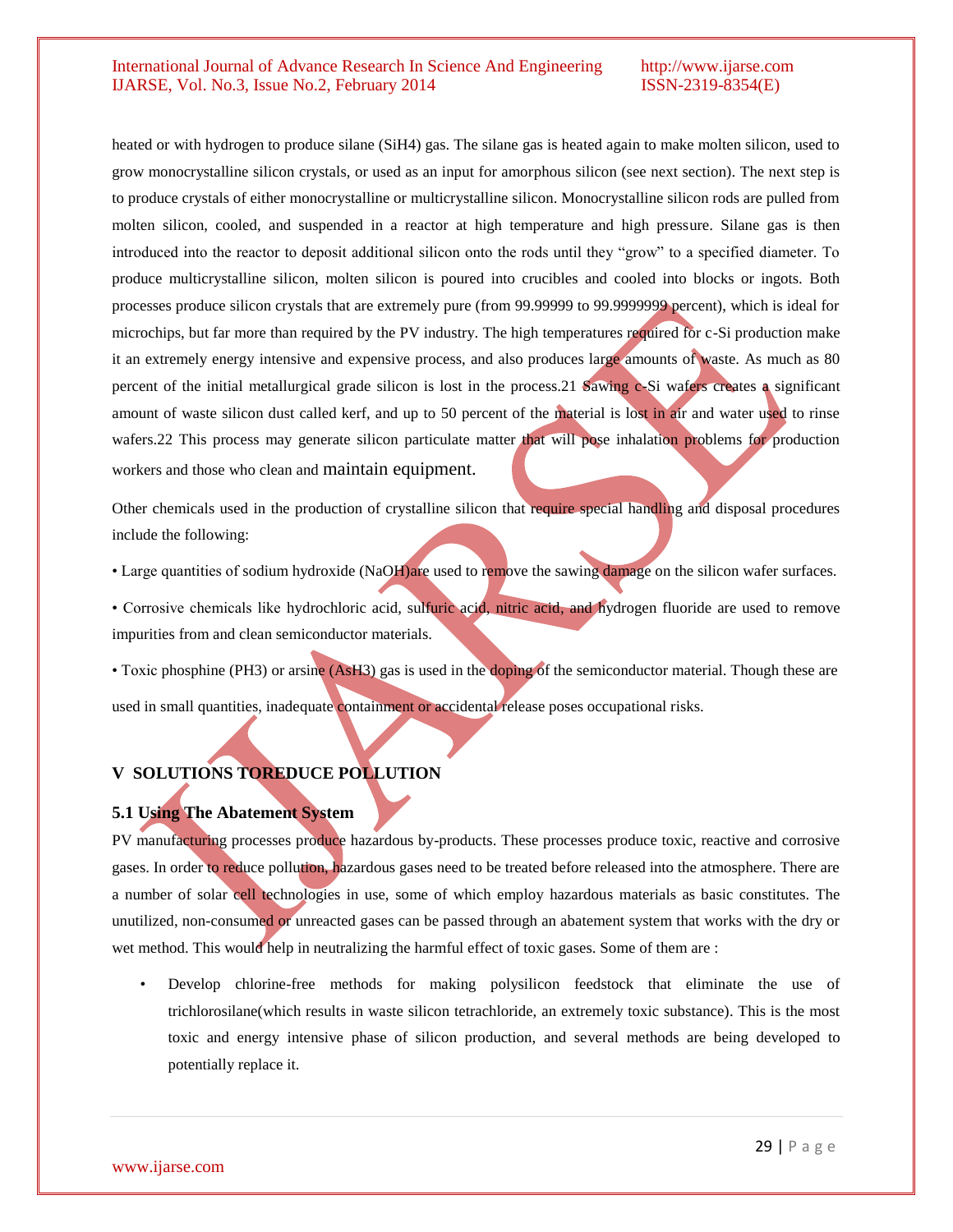heated or with hydrogen to produce silane ($SiH_4$) gas. The silane gas is heated again to make molten silicon, used to grow monocrystalline silicon crystals, or used as an input for amorphous silicon (see next section). The next step is to produce crystals of either monocrystalline or multicrystalline silicon. Monocrystalline silicon rods are pulled from molten silicon, cooled, and suspended in a reactor at high temperature and high pressure. Silane gas is then introduced into the reactor to deposit additional silicon onto the rods until they "grow" to a specified diameter. To produce multicrystalline silicon, molten silicon is poured into crucibles and cooled into blocks or ingots. Both processes produce silicon crystals that are extremely pure (from 99.99999 to 99.9999999 percent), which is ideal for microchips, but far more than required by the PV industry. The high temperatures required for c-Si production make it an extremely energy intensive and expensive process, and also produces large amounts of waste. As much as 80 percent of the initial metallurgical grade silicon is lost in the process.21 Sawing c-Si wafers creates a significant amount of waste silicon dust called kerf, and up to 50 percent of the material is lost in air and water used to rinse wafers.22 This process may generate silicon particulate matter that will pose inhalation problems for production workers and those who clean and maintain equipment.

Other chemicals used in the production of crystalline silicon that require special handling and disposal procedures include the following:

- Large quantities of sodium hydroxide (NaOH)are used to remove the sawing damage on the silicon wafer surfaces.
- Corrosive chemicals like hydrochloric acid, sulfuric acid, nitric acid, and hydrogen fluoride are used to remove impurities from and clean semiconductor materials.
- Toxic phosphine ($PH_3$) or arsine ($AsH_3$) gas is used in the doping of the semiconductor material. Though these are used in small quantities, inadequate containment or accidental release poses occupational risks.

## V SOLUTIONS TOREDUCE POLLUTION

### 5.1 Using The Abatement System

PV manufacturing processes produce hazardous by-products. These processes produce toxic, reactive and corrosive gases. In order to reduce pollution, hazardous gases need to be treated before released into the atmosphere. There are a number of solar cell technologies in use, some of which employ hazardous materials as basic constitutes. The unutilized, non-consumed or unreacted gases can be passed through an abatement system that works with the dry or wet method. This would help in neutralizing the harmful effect of toxic gases. Some of them are :

- Develop chlorine-free methods for making polysilicon feedstock that eliminate the use of trichlorosilane(which results in waste silicon tetrachloride, an extremely toxic substance). This is the most toxic and energy intensive phase of silicon production, and several methods are being developed to potentially replace it.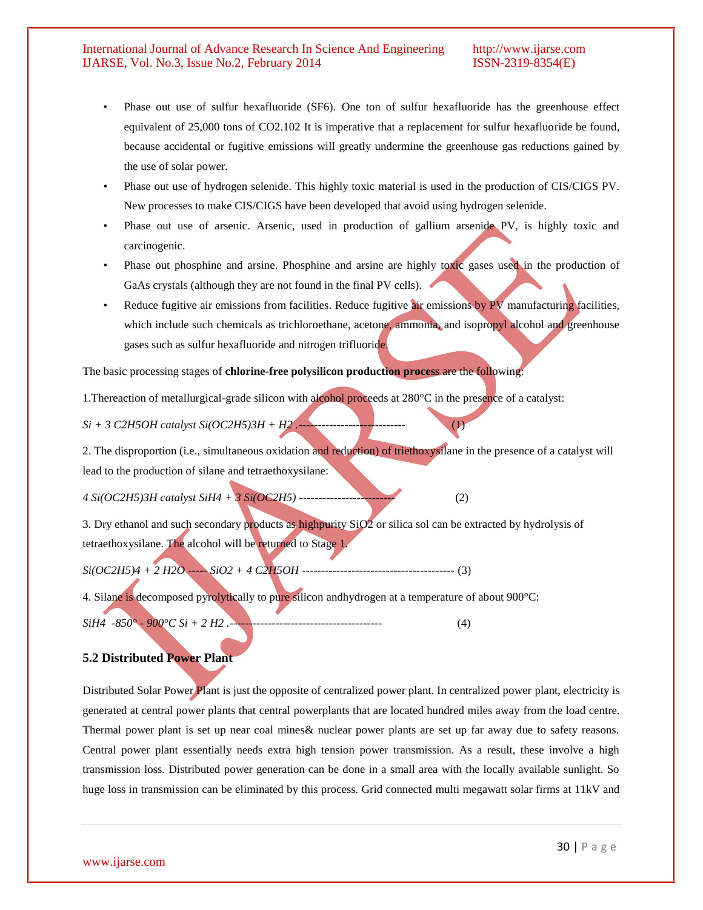- Phase out use of sulfur hexafluoride ($SF_6$). One ton of sulfur hexafluoride has the greenhouse effect equivalent of 25,000 tons of $CO_2$.102 It is imperative that a replacement for sulfur hexafluoride be found, because accidental or fugitive emissions will greatly undermine the greenhouse gas reductions gained by the use of solar power.
- Phase out use of hydrogen selenide. This highly toxic material is used in the production of CIS/CIGS PV. New processes to make CIS/CIGS have been developed that avoid using hydrogen selenide.
- Phase out use of arsenic. Arsenic, used in production of gallium arsenide PV, is highly toxic and carcinogenic.
- Phase out phosphine and arsine. Phosphine and arsine are highly toxic gases used in the production of GaAs crystals (although they are not found in the final PV cells).
- Reduce fugitive air emissions from facilities. Reduce fugitive air emissions by PV manufacturing facilities, which include such chemicals as trichloroethane, acetone, ammonia, and isopropyl alcohol and greenhouse gases such as sulfur hexafluoride and nitrogen trifluoride.

The basic processing stages of **chlorine-free polysilicon production process** are the following:

1.Thereaction of metallurgical-grade silicon with alcohol proceeds at 280°C in the presence of a catalyst:

$$Si + 3\,C_2H_5OH \xrightarrow{catalyst} Si(OC_2H_5)_3H + H_2 \quad (1)$$

2. The disproportion (i.e., simultaneous oxidation and reduction) of triethoxysilane in the presence of a catalyst will lead to the production of silane and tetraethoxysilane:

$$4\,Si(OC_2H_5)_3H \xrightarrow{catalyst} SiH_4 + 3\,Si(OC_2H_5) \quad (2)$$

3. Dry ethanol and such secondary products as highpurity $SiO_2$ or silica sol can be extracted by hydrolysis of tetraethoxysilane. The alcohol will be returned to Stage 1.

$$Si(OC_2H_5)_4 + 2\,H_2O \longrightarrow SiO_2 + 4\,C_2H_5OH \quad (3)$$

4. Silane is decomposed pyrolytically to pure silicon andhydrogen at a temperature of about 900°C:

$$SiH_4 \xrightarrow{850° - 900°C} Si + 2\,H_2 \quad (4)$$

### 5.2 Distributed Power Plant

Distributed Solar Power Plant is just the opposite of centralized power plant. In centralized power plant, electricity is generated at central power plants that central powerplants that are located hundred miles away from the load centre. Thermal power plant is set up near coal mines& nuclear power plants are set up far away due to safety reasons. Central power plant essentially needs extra high tension power transmission. As a result, these involve a high transmission loss. Distributed power generation can be done in a small area with the locally available sunlight. So huge loss in transmission can be eliminated by this process. Grid connected multi megawatt solar firms at 11kV and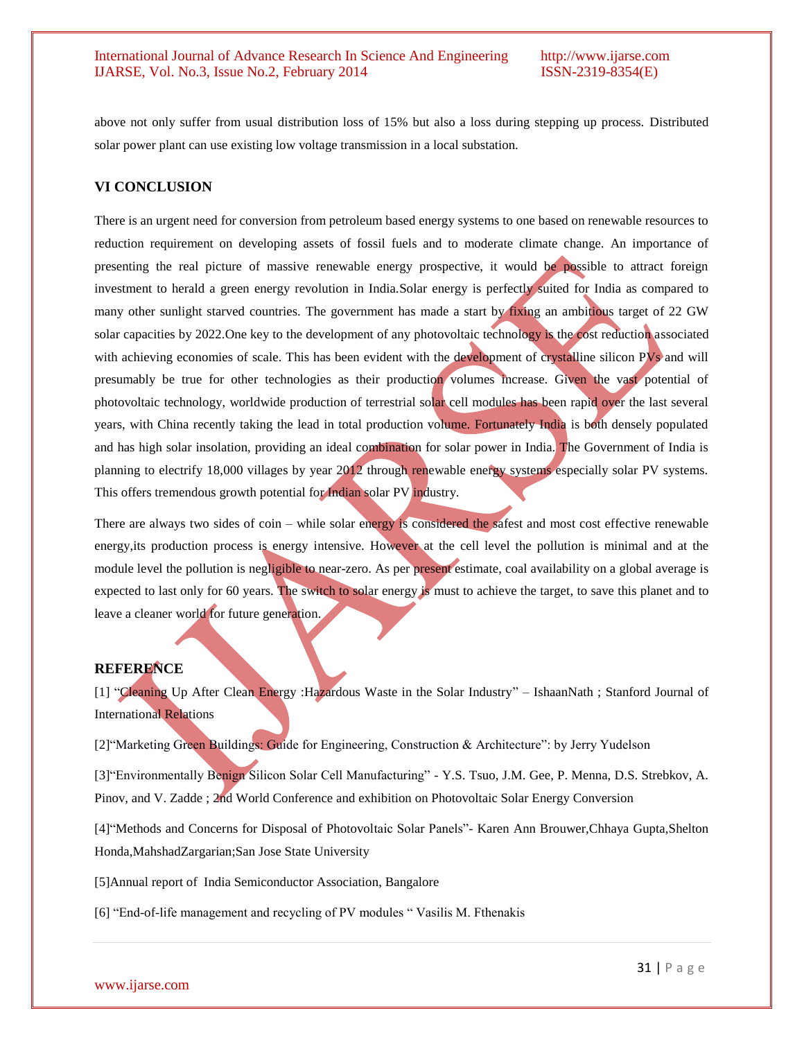above not only suffer from usual distribution loss of 15% but also a loss during stepping up process. Distributed solar power plant can use existing low voltage transmission in a local substation.

## VI CONCLUSION

There is an urgent need for conversion from petroleum based energy systems to one based on renewable resources to reduction requirement on developing assets of fossil fuels and to moderate climate change. An importance of presenting the real picture of massive renewable energy prospective, it would be possible to attract foreign investment to herald a green energy revolution in India.Solar energy is perfectly suited for India as compared to many other sunlight starved countries. The government has made a start by fixing an ambitious target of 22 GW solar capacities by 2022.One key to the development of any photovoltaic technology is the cost reduction associated with achieving economies of scale. This has been evident with the development of crystalline silicon PVs and will presumably be true for other technologies as their production volumes increase. Given the vast potential of photovoltaic technology, worldwide production of terrestrial solar cell modules has been rapid over the last several years, with China recently taking the lead in total production volume. Fortunately India is both densely populated and has high solar insolation, providing an ideal combination for solar power in India. The Government of India is planning to electrify 18,000 villages by year 2012 through renewable energy systems especially solar PV systems. This offers tremendous growth potential for Indian solar PV industry.

There are always two sides of coin – while solar energy is considered the safest and most cost effective renewable energy,its production process is energy intensive. However at the cell level the pollution is minimal and at the module level the pollution is negligible to near-zero. As per present estimate, coal availability on a global average is expected to last only for 60 years. The switch to solar energy is must to achieve the target, to save this planet and to leave a cleaner world for future generation.

## REFERENCE

[1] "Cleaning Up After Clean Energy :Hazardous Waste in the Solar Industry" – IshaanNath ; Stanford Journal of International Relations

[2]"Marketing Green Buildings: Guide for Engineering, Construction & Architecture": by Jerry Yudelson

[3]"Environmentally Benign Silicon Solar Cell Manufacturing" - Y.S. Tsuo, J.M. Gee, P. Menna, D.S. Strebkov, A. Pinov, and V. Zadde ; 2nd World Conference and exhibition on Photovoltaic Solar Energy Conversion

[4]"Methods and Concerns for Disposal of Photovoltaic Solar Panels"- Karen Ann Brouwer,Chhaya Gupta,Shelton Honda,MahshadZargarian;San Jose State University

[5]Annual report of India Semiconductor Association, Bangalore

[6] "End-of-life management and recycling of PV modules " Vasilis M. Fthenakis